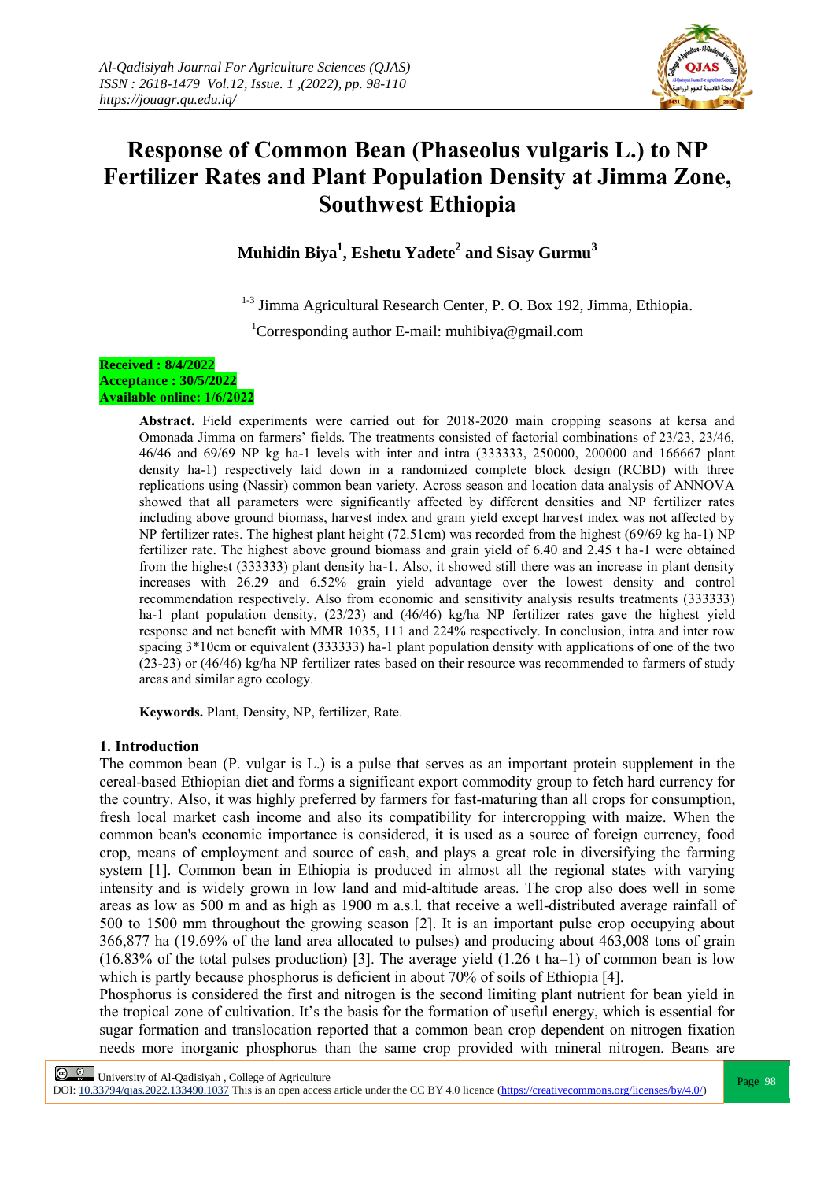# Response of Common Bean (Phaseolus vulgaris L.) to NP Fertilizer Rates and Plant Population Density at Jimma Zone, Southwest Ethiopia

**Muhidin Biya[1], Eshetu Yadete[2] and Sisay Gurmu[3]**

[1-3] Jimma Agricultural Research Center, P. O. Box 192, Jimma, Ethiopia.

[1]Corresponding author E-mail: muhibiya@gmail.com

**Received : 8/4/2022**
**Acceptance : 30/5/2022**
**Available online: 1/6/2022**

**Abstract.** Field experiments were carried out for 2018-2020 main cropping seasons at kersa and Omonada Jimma on farmers' fields. The treatments consisted of factorial combinations of 23/23, 23/46, 46/46 and 69/69 NP kg ha-1 levels with inter and intra (333333, 250000, 200000 and 166667 plant density ha-1) respectively laid down in a randomized complete block design (RCBD) with three replications using (Nassir) common bean variety. Across season and location data analysis of ANNOVA showed that all parameters were significantly affected by different densities and NP fertilizer rates including above ground biomass, harvest index and grain yield except harvest index was not affected by NP fertilizer rates. The highest plant height (72.51cm) was recorded from the highest (69/69 kg ha-1) NP fertilizer rate. The highest above ground biomass and grain yield of 6.40 and 2.45 t ha-1 were obtained from the highest (333333) plant density ha-1. Also, it showed still there was an increase in plant density increases with 26.29 and 6.52% grain yield advantage over the lowest density and control recommendation respectively. Also from economic and sensitivity analysis results treatments (333333) ha-1 plant population density, (23/23) and (46/46) kg/ha NP fertilizer rates gave the highest yield response and net benefit with MMR 1035, 111 and 224% respectively. In conclusion, intra and inter row spacing 3*10cm or equivalent (333333) ha-1 plant population density with applications of one of the two (23-23) or (46/46) kg/ha NP fertilizer rates based on their resource was recommended to farmers of study areas and similar agro ecology.

**Keywords.** Plant, Density, NP, fertilizer, Rate.

## 1. Introduction

The common bean (P. vulgar is L.) is a pulse that serves as an important protein supplement in the cereal-based Ethiopian diet and forms a significant export commodity group to fetch hard currency for the country. Also, it was highly preferred by farmers for fast-maturing than all crops for consumption, fresh local market cash income and also its compatibility for intercropping with maize. When the common bean's economic importance is considered, it is used as a source of foreign currency, food crop, means of employment and source of cash, and plays a great role in diversifying the farming system [1]. Common bean in Ethiopia is produced in almost all the regional states with varying intensity and is widely grown in low land and mid-altitude areas. The crop also does well in some areas as low as 500 m and as high as 1900 m a.s.l. that receive a well-distributed average rainfall of 500 to 1500 mm throughout the growing season [2]. It is an important pulse crop occupying about 366,877 ha (19.69% of the land area allocated to pulses) and producing about 463,008 tons of grain (16.83% of the total pulses production) [3]. The average yield (1.26 t ha–1) of common bean is low which is partly because phosphorus is deficient in about 70% of soils of Ethiopia [4].

Phosphorus is considered the first and nitrogen is the second limiting plant nutrient for bean yield in the tropical zone of cultivation. It's the basis for the formation of useful energy, which is essential for sugar formation and translocation reported that a common bean crop dependent on nitrogen fixation needs more inorganic phosphorus than the same crop provided with mineral nitrogen. Beans are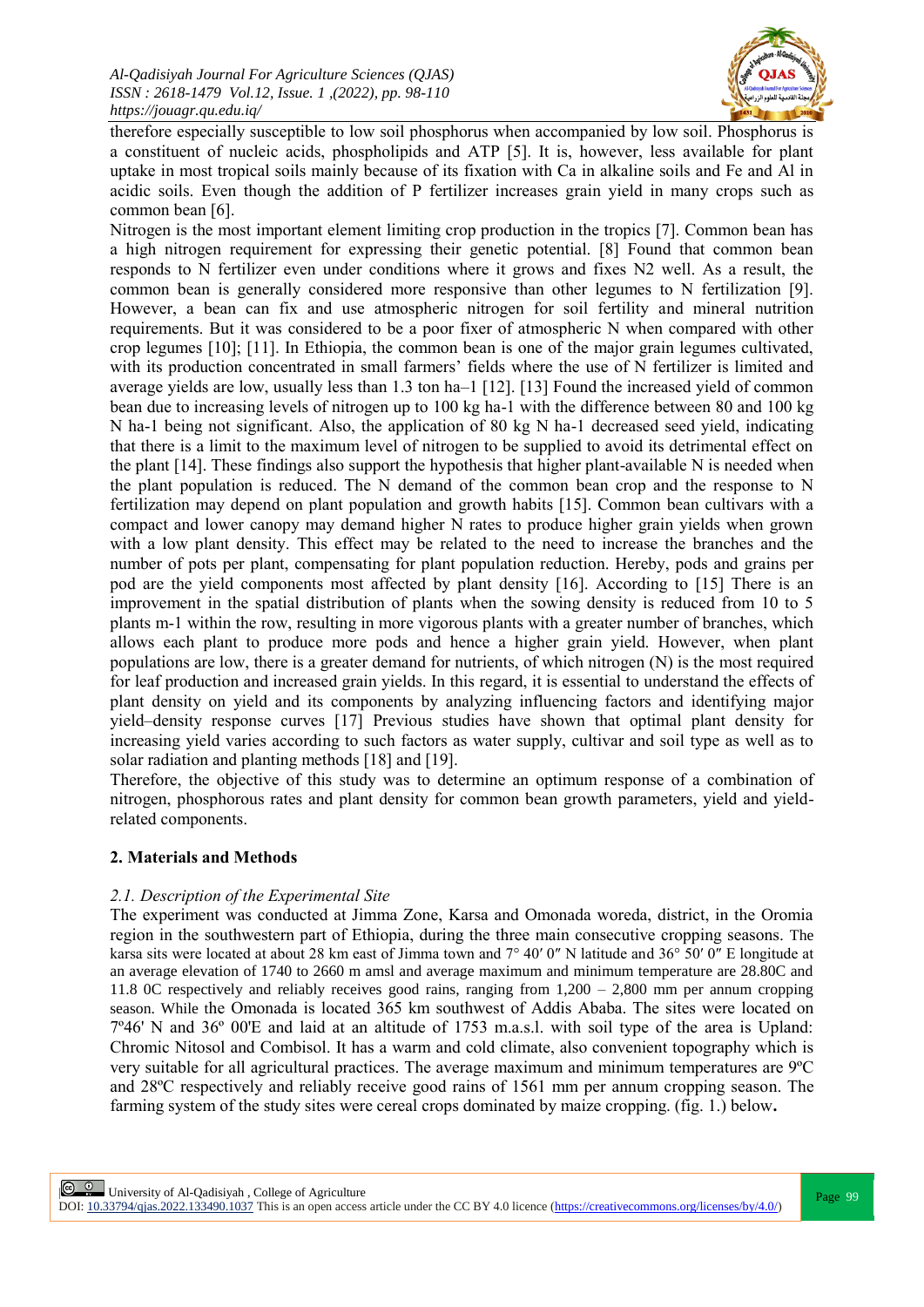therefore especially susceptible to low soil phosphorus when accompanied by low soil. Phosphorus is a constituent of nucleic acids, phospholipids and ATP [5]. It is, however, less available for plant uptake in most tropical soils mainly because of its fixation with Ca in alkaline soils and Fe and Al in acidic soils. Even though the addition of P fertilizer increases grain yield in many crops such as common bean [6].

Nitrogen is the most important element limiting crop production in the tropics [7]. Common bean has a high nitrogen requirement for expressing their genetic potential. [8] Found that common bean responds to N fertilizer even under conditions where it grows and fixes N2 well. As a result, the common bean is generally considered more responsive than other legumes to N fertilization [9]. However, a bean can fix and use atmospheric nitrogen for soil fertility and mineral nutrition requirements. But it was considered to be a poor fixer of atmospheric N when compared with other crop legumes [10]; [11]. In Ethiopia, the common bean is one of the major grain legumes cultivated, with its production concentrated in small farmers' fields where the use of N fertilizer is limited and average yields are low, usually less than 1.3 ton ha–1 [12]. [13] Found the increased yield of common bean due to increasing levels of nitrogen up to 100 kg ha-1 with the difference between 80 and 100 kg N ha-1 being not significant. Also, the application of 80 kg N ha-1 decreased seed yield, indicating that there is a limit to the maximum level of nitrogen to be supplied to avoid its detrimental effect on the plant [14]. These findings also support the hypothesis that higher plant-available N is needed when the plant population is reduced. The N demand of the common bean crop and the response to N fertilization may depend on plant population and growth habits [15]. Common bean cultivars with a compact and lower canopy may demand higher N rates to produce higher grain yields when grown with a low plant density. This effect may be related to the need to increase the branches and the number of pots per plant, compensating for plant population reduction. Hereby, pods and grains per pod are the yield components most affected by plant density [16]. According to [15] There is an improvement in the spatial distribution of plants when the sowing density is reduced from 10 to 5 plants m-1 within the row, resulting in more vigorous plants with a greater number of branches, which allows each plant to produce more pods and hence a higher grain yield. However, when plant populations are low, there is a greater demand for nutrients, of which nitrogen (N) is the most required for leaf production and increased grain yields. In this regard, it is essential to understand the effects of plant density on yield and its components by analyzing influencing factors and identifying major yield–density response curves [17] Previous studies have shown that optimal plant density for increasing yield varies according to such factors as water supply, cultivar and soil type as well as to solar radiation and planting methods [18] and [19].

Therefore, the objective of this study was to determine an optimum response of a combination of nitrogen, phosphorous rates and plant density for common bean growth parameters, yield and yield-related components.

## 2. Materials and Methods

### *2.1. Description of the Experimental Site*

The experiment was conducted at Jimma Zone, Karsa and Omonada woreda, district, in the Oromia region in the southwestern part of Ethiopia, during the three main consecutive cropping seasons. The karsa sits were located at about 28 km east of Jimma town and 7° 40′ 0″ N latitude and 36° 50′ 0″ E longitude at an average elevation of 1740 to 2660 m amsl and average maximum and minimum temperature are 28.80C and 11.8 0C respectively and reliably receives good rains, ranging from 1,200 – 2,800 mm per annum cropping season. While the Omonada is located 365 km southwest of Addis Ababa. The sites were located on 7º46' N and 36º 00'E and laid at an altitude of 1753 m.a.s.l. with soil type of the area is Upland: Chromic Nitosol and Combisol. It has a warm and cold climate, also convenient topography which is very suitable for all agricultural practices. The average maximum and minimum temperatures are 9ºC and 28ºC respectively and reliably receive good rains of 1561 mm per annum cropping season. The farming system of the study sites were cereal crops dominated by maize cropping. (fig. 1.) below**.**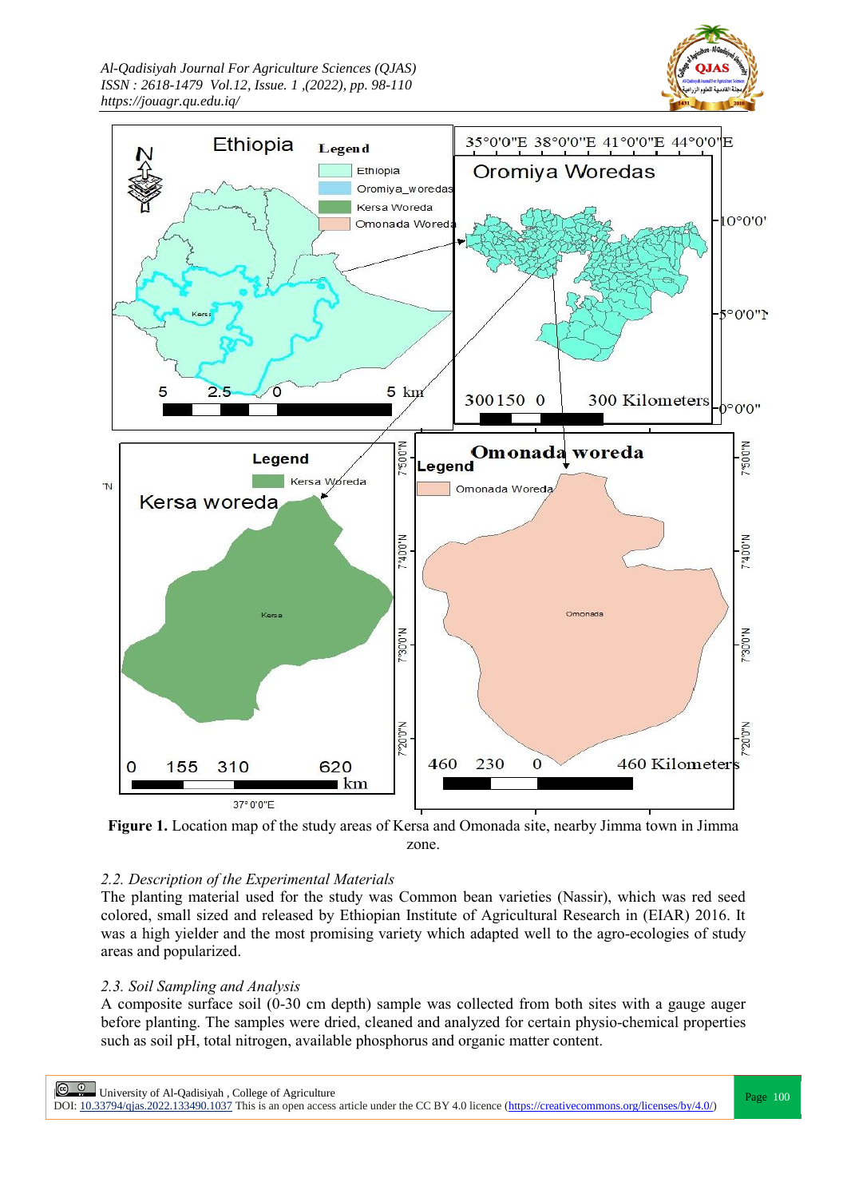**Figure 1.** Location map of the study areas of Kersa and Omonada site, nearby Jimma town in Jimma zone.

### *2.2. Description of the Experimental Materials*

The planting material used for the study was Common bean varieties (Nassir), which was red seed colored, small sized and released by Ethiopian Institute of Agricultural Research in (EIAR) 2016. It was a high yielder and the most promising variety which adapted well to the agro-ecologies of study areas and popularized.

### *2.3. Soil Sampling and Analysis*

A composite surface soil (0-30 cm depth) sample was collected from both sites with a gauge auger before planting. The samples were dried, cleaned and analyzed for certain physio-chemical properties such as soil pH, total nitrogen, available phosphorus and organic matter content.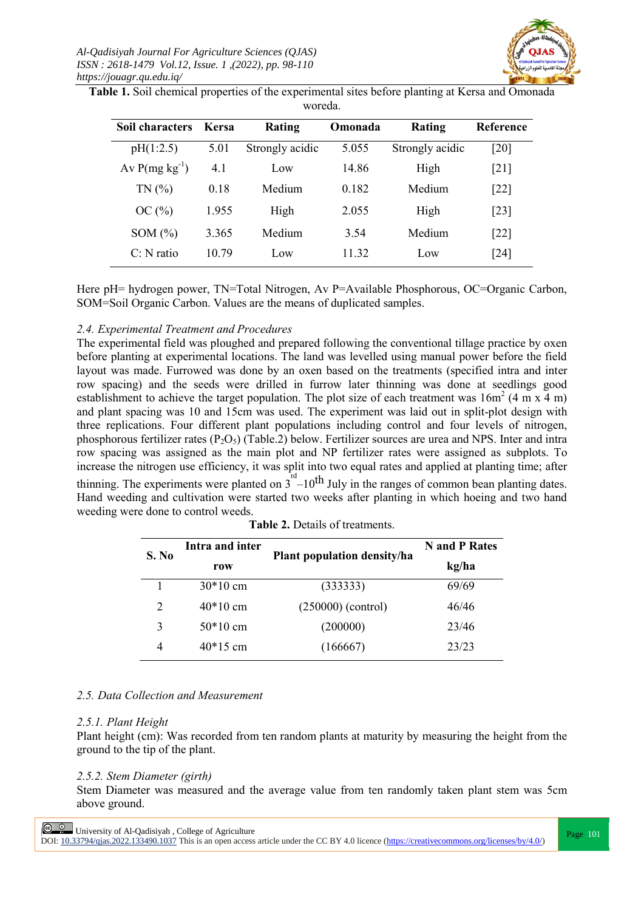**Table 1.** Soil chemical properties of the experimental sites before planting at Kersa and Omonada woreda.

| Soil characters | Kersa | Rating | Omonada | Rating | Reference |
|---|---|---|---|---|---|
| pH(1:2.5) | 5.01 | Strongly acidic | 5.055 | Strongly acidic | [20] |
| Av P(mg $kg^{-1}$) | 4.1 | Low | 14.86 | High | [21] |
| TN (%) | 0.18 | Medium | 0.182 | Medium | [22] |
| OC (%) | 1.955 | High | 2.055 | High | [23] |
| SOM (%) | 3.365 | Medium | 3.54 | Medium | [22] |
| C: N ratio | 10.79 | Low | 11.32 | Low | [24] |

Here pH= hydrogen power, TN=Total Nitrogen, Av P=Available Phosphorous, OC=Organic Carbon, SOM=Soil Organic Carbon. Values are the means of duplicated samples.

### *2.4. Experimental Treatment and Procedures*

The experimental field was ploughed and prepared following the conventional tillage practice by oxen before planting at experimental locations. The land was levelled using manual power before the field layout was made. Furrowed was done by an oxen based on the treatments (specified intra and inter row spacing) and the seeds were drilled in furrow later thinning was done at seedlings good establishment to achieve the target population. The plot size of each treatment was $16m^2$ (4 m x 4 m) and plant spacing was 10 and 15cm was used. The experiment was laid out in split-plot design with three replications. Four different plant populations including control and four levels of nitrogen, phosphorous fertilizer rates ($P_2O_5$) (Table.2) below. Fertilizer sources are urea and NPS. Inter and intra row spacing was assigned as the main plot and NP fertilizer rates were assigned as subplots. To increase the nitrogen use efficiency, it was split into two equal rates and applied at planting time; after thinning. The experiments were planted on 3rd –10th July in the ranges of common bean planting dates. Hand weeding and cultivation were started two weeks after planting in which hoeing and two hand weeding were done to control weeds.

**Table 2.** Details of treatments.

| S. No | Intra and inter row | Plant population density/ha | N and P Rates kg/ha |
|---|---|---|---|
| 1 | 30*10 cm | (333333) | 69/69 |
| 2 | 40*10 cm | (250000) (control) | 46/46 |
| 3 | 50*10 cm | (200000) | 23/46 |
| 4 | 40*15 cm | (166667) | 23/23 |

### *2.5. Data Collection and Measurement*

#### *2.5.1. Plant Height*

Plant height (cm): Was recorded from ten random plants at maturity by measuring the height from the ground to the tip of the plant.

#### *2.5.2. Stem Diameter (girth)*

Stem Diameter was measured and the average value from ten randomly taken plant stem was 5cm above ground.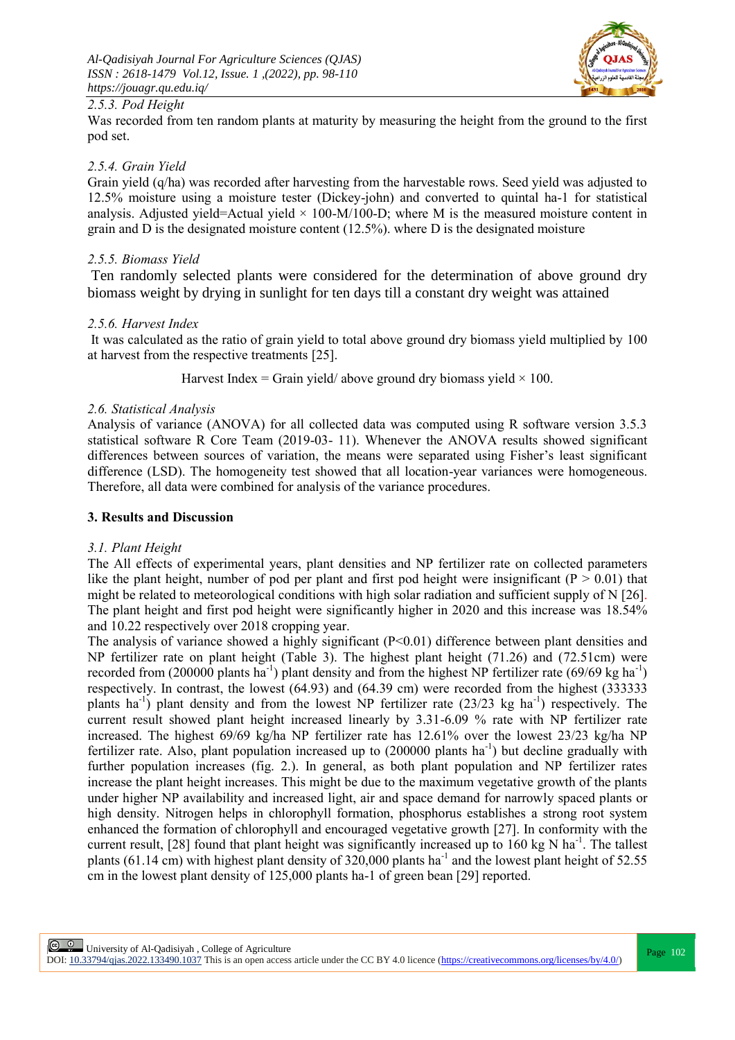### 2.5.3. Pod Height

Was recorded from ten random plants at maturity by measuring the height from the ground to the first pod set.

### 2.5.4. Grain Yield

Grain yield (q/ha) was recorded after harvesting from the harvestable rows. Seed yield was adjusted to 12.5% moisture using a moisture tester (Dickey-john) and converted to quintal ha-1 for statistical analysis. Adjusted yield=Actual yield × 100-M/100-D; where M is the measured moisture content in grain and D is the designated moisture content (12.5%). where D is the designated moisture

### 2.5.5. Biomass Yield

Ten randomly selected plants were considered for the determination of above ground dry biomass weight by drying in sunlight for ten days till a constant dry weight was attained

### 2.5.6. Harvest Index

It was calculated as the ratio of grain yield to total above ground dry biomass yield multiplied by 100 at harvest from the respective treatments [25].

Harvest Index = Grain yield/ above ground dry biomass yield × 100.

### 2.6. Statistical Analysis

Analysis of variance (ANOVA) for all collected data was computed using R software version 3.5.3 statistical software R Core Team (2019-03- 11). Whenever the ANOVA results showed significant differences between sources of variation, the means were separated using Fisher's least significant difference (LSD). The homogeneity test showed that all location-year variances were homogeneous. Therefore, all data were combined for analysis of the variance procedures.

## 3. Results and Discussion

### 3.1. Plant Height

The All effects of experimental years, plant densities and NP fertilizer rate on collected parameters like the plant height, number of pod per plant and first pod height were insignificant ($P > 0.01$) that might be related to meteorological conditions with high solar radiation and sufficient supply of N [26]. The plant height and first pod height were significantly higher in 2020 and this increase was 18.54% and 10.22 respectively over 2018 cropping year.

The analysis of variance showed a highly significant ($P<0.01$) difference between plant densities and NP fertilizer rate on plant height (Table 3). The highest plant height (71.26) and (72.51cm) were recorded from (200000 plants ha$^{-1}$) plant density and from the highest NP fertilizer rate (69/69 kg ha$^{-1}$) respectively. In contrast, the lowest (64.93) and (64.39 cm) were recorded from the highest (333333 plants ha$^{-1}$) plant density and from the lowest NP fertilizer rate (23/23 kg ha$^{-1}$) respectively. The current result showed plant height increased linearly by 3.31-6.09 % rate with NP fertilizer rate increased. The highest 69/69 kg/ha NP fertilizer rate has 12.61% over the lowest 23/23 kg/ha NP fertilizer rate. Also, plant population increased up to (200000 plants ha$^{-1}$) but decline gradually with further population increases (fig. 2.). In general, as both plant population and NP fertilizer rates increase the plant height increases. This might be due to the maximum vegetative growth of the plants under higher NP availability and increased light, air and space demand for narrowly spaced plants or high density. Nitrogen helps in chlorophyll formation, phosphorus establishes a strong root system enhanced the formation of chlorophyll and encouraged vegetative growth [27]. In conformity with the current result, [28] found that plant height was significantly increased up to 160 kg N ha$^{-1}$. The tallest plants (61.14 cm) with highest plant density of 320,000 plants ha$^{-1}$ and the lowest plant height of 52.55 cm in the lowest plant density of 125,000 plants ha-1 of green bean [29] reported.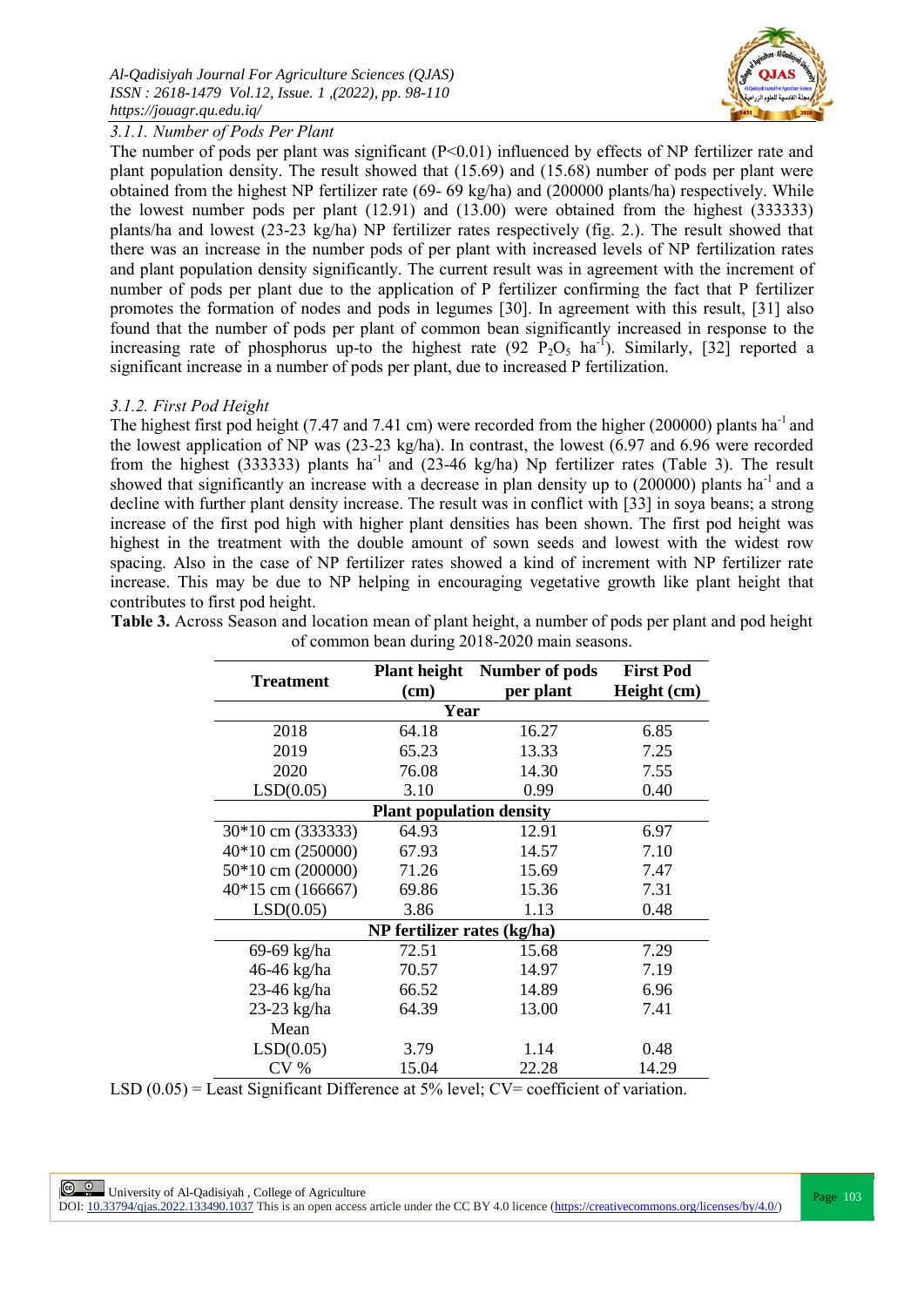*3.1.1. Number of Pods Per Plant*

The number of pods per plant was significant (P<0.01) influenced by effects of NP fertilizer rate and plant population density. The result showed that (15.69) and (15.68) number of pods per plant were obtained from the highest NP fertilizer rate (69- 69 kg/ha) and (200000 plants/ha) respectively. While the lowest number pods per plant (12.91) and (13.00) were obtained from the highest (333333) plants/ha and lowest (23-23 kg/ha) NP fertilizer rates respectively (fig. 2.). The result showed that there was an increase in the number pods of per plant with increased levels of NP fertilization rates and plant population density significantly. The current result was in agreement with the increment of number of pods per plant due to the application of P fertilizer confirming the fact that P fertilizer promotes the formation of nodes and pods in legumes [30]. In agreement with this result, [31] also found that the number of pods per plant of common bean significantly increased in response to the increasing rate of phosphorus up-to the highest rate (92 $P_2O_5$ $ha^{-1}$). Similarly, [32] reported a significant increase in a number of pods per plant, due to increased P fertilization.

*3.1.2. First Pod Height*

The highest first pod height (7.47 and 7.41 cm) were recorded from the higher (200000) plants $ha^{-1}$ and the lowest application of NP was (23-23 kg/ha). In contrast, the lowest (6.97 and 6.96 were recorded from the highest (333333) plants $ha^{-1}$ and (23-46 kg/ha) Np fertilizer rates (Table 3). The result showed that significantly an increase with a decrease in plan density up to (200000) plants $ha^{-1}$ and a decline with further plant density increase. The result was in conflict with [33] in soya beans; a strong increase of the first pod high with higher plant densities has been shown. The first pod height was highest in the treatment with the double amount of sown seeds and lowest with the widest row spacing. Also in the case of NP fertilizer rates showed a kind of increment with NP fertilizer rate increase. This may be due to NP helping in encouraging vegetative growth like plant height that contributes to first pod height.

**Table 3.** Across Season and location mean of plant height, a number of pods per plant and pod height of common bean during 2018-2020 main seasons.

| Treatment | Plant height (cm) | Number of pods per plant | First Pod Height (cm) |
|---|---|---|---|
| **Year** | | | |
| 2018 | 64.18 | 16.27 | 6.85 |
| 2019 | 65.23 | 13.33 | 7.25 |
| 2020 | 76.08 | 14.30 | 7.55 |
| LSD(0.05) | 3.10 | 0.99 | 0.40 |
| **Plant population density** | | | |
| 30*10 cm (333333) | 64.93 | 12.91 | 6.97 |
| 40*10 cm (250000) | 67.93 | 14.57 | 7.10 |
| 50*10 cm (200000) | 71.26 | 15.69 | 7.47 |
| 40*15 cm (166667) | 69.86 | 15.36 | 7.31 |
| LSD(0.05) | 3.86 | 1.13 | 0.48 |
| **NP fertilizer rates (kg/ha)** | | | |
| 69-69 kg/ha | 72.51 | 15.68 | 7.29 |
| 46-46 kg/ha | 70.57 | 14.97 | 7.19 |
| 23-46 kg/ha | 66.52 | 14.89 | 6.96 |
| 23-23 kg/ha | 64.39 | 13.00 | 7.41 |
| Mean | | | |
| LSD(0.05) | 3.79 | 1.14 | 0.48 |
| CV % | 15.04 | 22.28 | 14.29 |

LSD (0.05) = Least Significant Difference at 5% level; CV= coefficient of variation.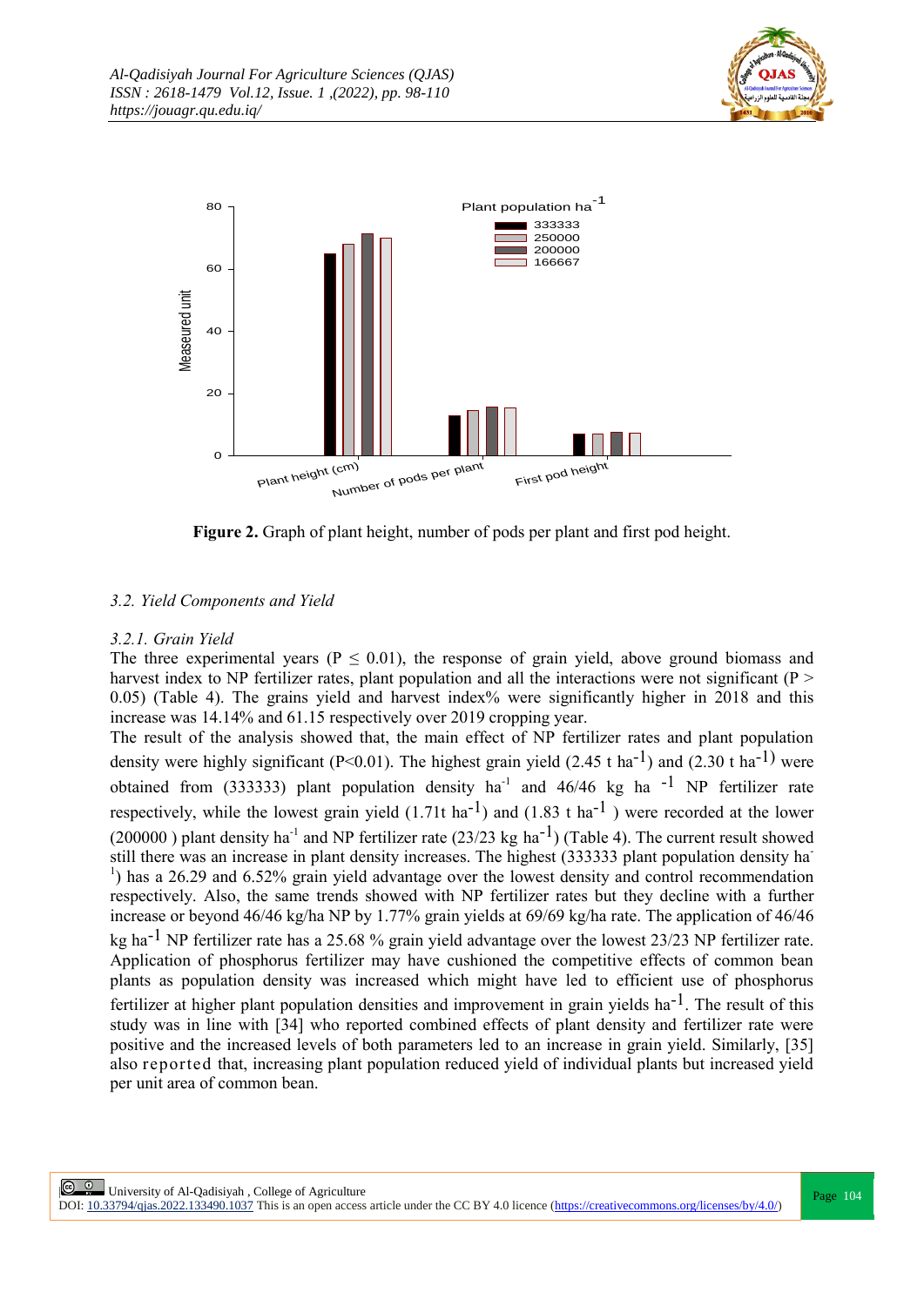**Figure 2.** Graph of plant height, number of pods per plant and first pod height.

### *3.2. Yield Components and Yield*

#### *3.2.1. Grain Yield*

The three experimental years ($P \leq 0.01$), the response of grain yield, above ground biomass and harvest index to NP fertilizer rates, plant population and all the interactions were not significant ($P > 0.05$) (Table 4). The grains yield and harvest index% were significantly higher in 2018 and this increase was 14.14% and 61.15 respectively over 2019 cropping year.

The result of the analysis showed that, the main effect of NP fertilizer rates and plant population density were highly significant ($P<0.01$). The highest grain yield (2.45 t $ha^{-1}$) and (2.30 t $ha^{-1}$) were obtained from (333333) plant population density $ha^{-1}$ and 46/46 kg ha $^{-1}$ NP fertilizer rate respectively, while the lowest grain yield (1.71t $ha^{-1}$) and (1.83 t $ha^{-1}$ ) were recorded at the lower (200000 ) plant density $ha^{-1}$ and NP fertilizer rate (23/23 kg $ha^{-1}$) (Table 4). The current result showed still there was an increase in plant density increases. The highest (333333 plant population density $ha^{-1}$) has a 26.29 and 6.52% grain yield advantage over the lowest density and control recommendation respectively. Also, the same trends showed with NP fertilizer rates but they decline with a further increase or beyond 46/46 kg/ha NP by 1.77% grain yields at 69/69 kg/ha rate. The application of 46/46 kg $ha^{-1}$ NP fertilizer rate has a 25.68 % grain yield advantage over the lowest 23/23 NP fertilizer rate. Application of phosphorus fertilizer may have cushioned the competitive effects of common bean plants as population density was increased which might have led to efficient use of phosphorus fertilizer at higher plant population densities and improvement in grain yields $ha^{-1}$. The result of this study was in line with [34] who reported combined effects of plant density and fertilizer rate were positive and the increased levels of both parameters led to an increase in grain yield. Similarly, [35] also reported that, increasing plant population reduced yield of individual plants but increased yield per unit area of common bean.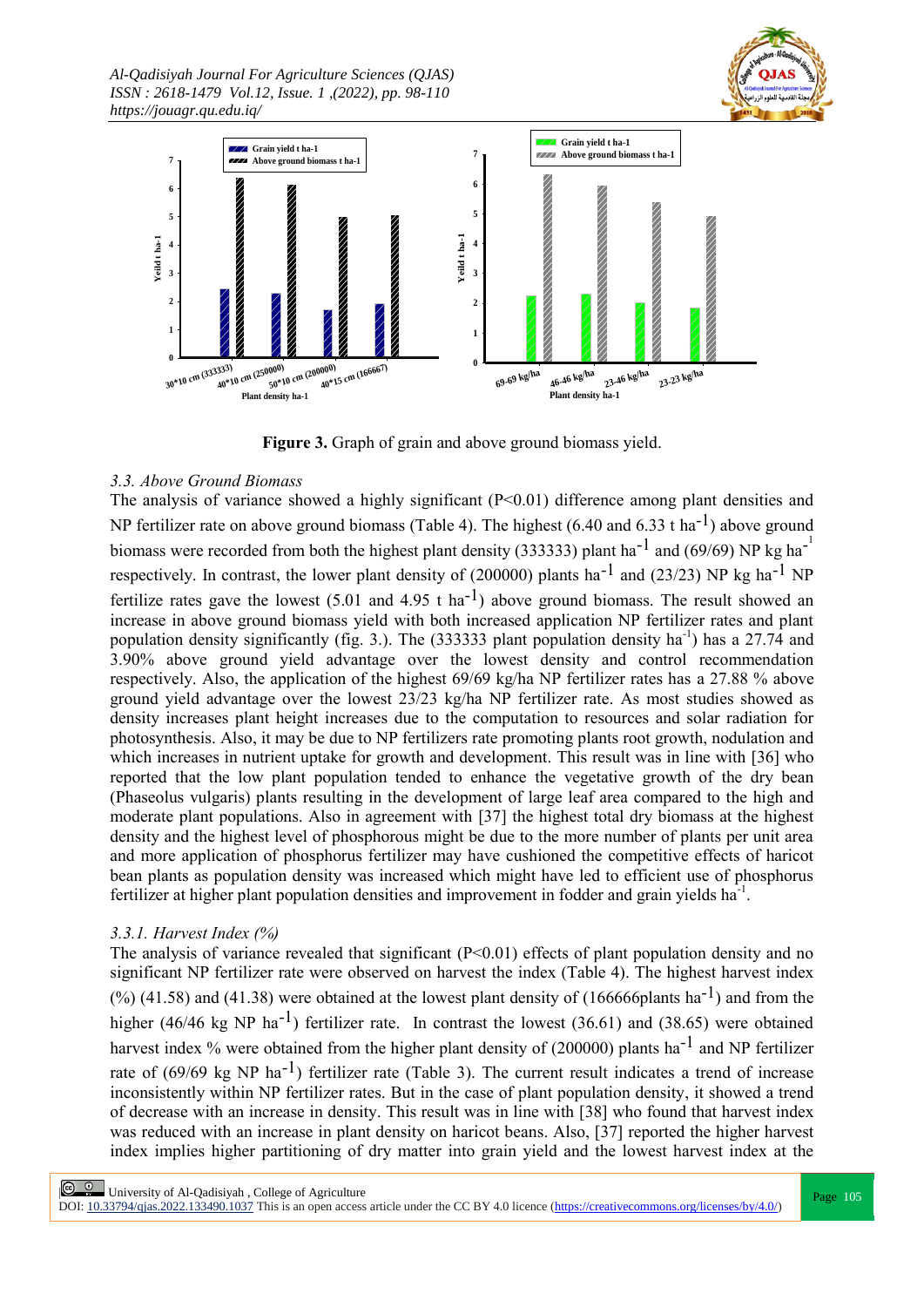**Figure 3.** Graph of grain and above ground biomass yield.

*3.3. Above Ground Biomass*

The analysis of variance showed a highly significant (P<0.01) difference among plant densities and NP fertilizer rate on above ground biomass (Table 4). The highest (6.40 and 6.33 t ha$^{-1}$) above ground biomass were recorded from both the highest plant density (333333) plant ha$^{-1}$ and (69/69) NP kg ha$^{-1}$ respectively. In contrast, the lower plant density of (200000) plants ha$^{-1}$ and (23/23) NP kg ha$^{-1}$ NP fertilize rates gave the lowest (5.01 and 4.95 t ha$^{-1}$) above ground biomass. The result showed an increase in above ground biomass yield with both increased application NP fertilizer rates and plant population density significantly (fig. 3.). The (333333 plant population density ha$^{-1}$) has a 27.74 and 3.90% above ground yield advantage over the lowest density and control recommendation respectively. Also, the application of the highest 69/69 kg/ha NP fertilizer rates has a 27.88 % above ground yield advantage over the lowest 23/23 kg/ha NP fertilizer rate. As most studies showed as density increases plant height increases due to the computation to resources and solar radiation for photosynthesis. Also, it may be due to NP fertilizers rate promoting plants root growth, nodulation and which increases in nutrient uptake for growth and development. This result was in line with [36] who reported that the low plant population tended to enhance the vegetative growth of the dry bean (Phaseolus vulgaris) plants resulting in the development of large leaf area compared to the high and moderate plant populations. Also in agreement with [37] the highest total dry biomass at the highest density and the highest level of phosphorous might be due to the more number of plants per unit area and more application of phosphorus fertilizer may have cushioned the competitive effects of haricot bean plants as population density was increased which might have led to efficient use of phosphorus fertilizer at higher plant population densities and improvement in fodder and grain yields ha$^{-1}$.

*3.3.1. Harvest Index (%)*

The analysis of variance revealed that significant (P<0.01) effects of plant population density and no significant NP fertilizer rate were observed on harvest the index (Table 4). The highest harvest index (%) (41.58) and (41.38) were obtained at the lowest plant density of (166666plants ha$^{-1}$) and from the higher (46/46 kg NP ha$^{-1}$) fertilizer rate. In contrast the lowest (36.61) and (38.65) were obtained harvest index % were obtained from the higher plant density of (200000) plants ha$^{-1}$ and NP fertilizer rate of (69/69 kg NP ha$^{-1}$) fertilizer rate (Table 3). The current result indicates a trend of increase inconsistently within NP fertilizer rates. But in the case of plant population density, it showed a trend of decrease with an increase in density. This result was in line with [38] who found that harvest index was reduced with an increase in plant density on haricot beans. Also, [37] reported the higher harvest index implies higher partitioning of dry matter into grain yield and the lowest harvest index at the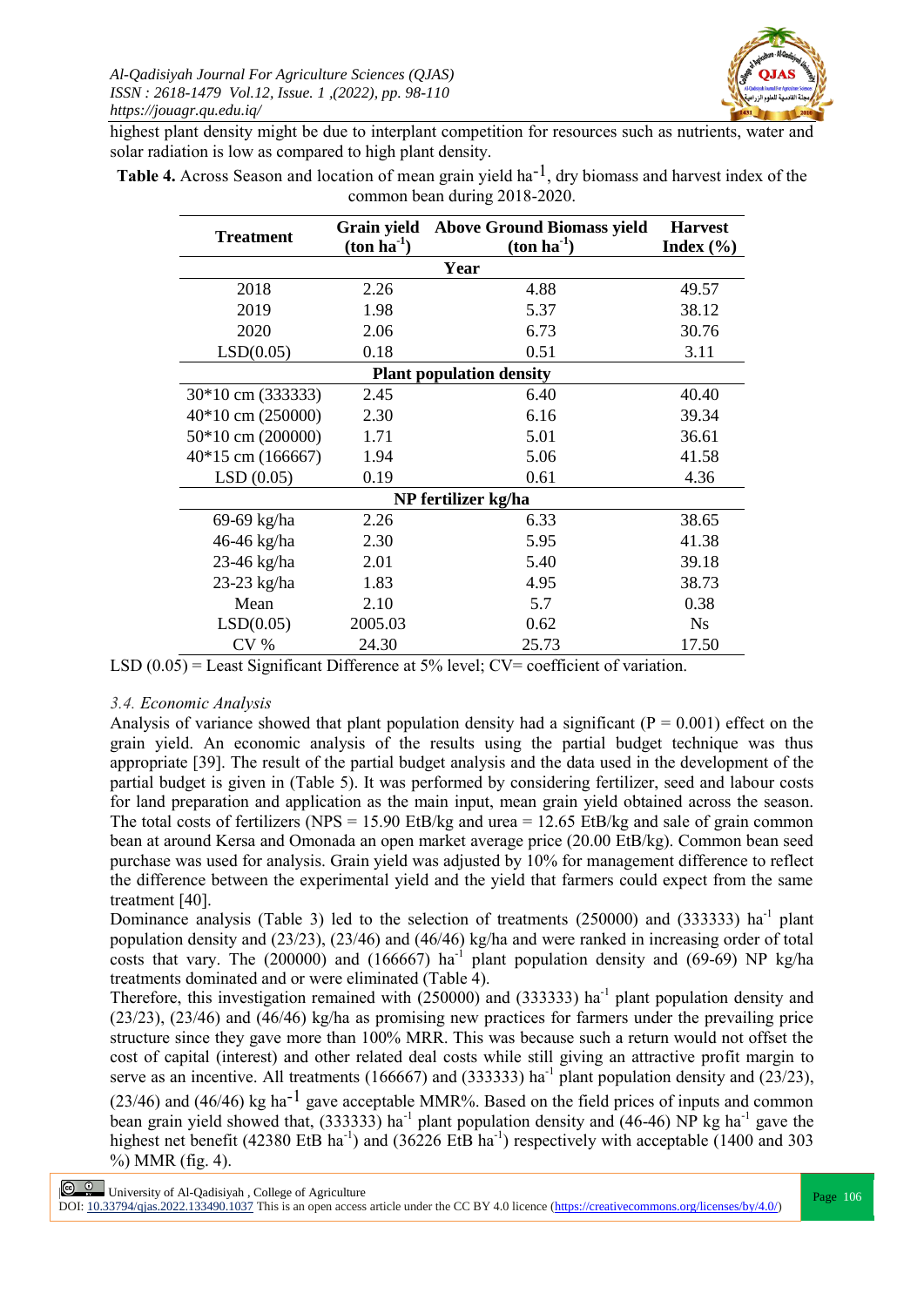highest plant density might be due to interplant competition for resources such as nutrients, water and solar radiation is low as compared to high plant density.

**Table 4.** Across Season and location of mean grain yield $ha^{-1}$, dry biomass and harvest index of the common bean during 2018-2020.

| Treatment | Grain yield (ton $ha^{-1}$) | Above Ground Biomass yield (ton $ha^{-1}$) | Harvest Index (%) |
|---|---|---|---|
| | **Year** | | |
| 2018 | 2.26 | 4.88 | 49.57 |
| 2019 | 1.98 | 5.37 | 38.12 |
| 2020 | 2.06 | 6.73 | 30.76 |
| LSD(0.05) | 0.18 | 0.51 | 3.11 |
| | **Plant population density** | | |
| 30*10 cm (333333) | 2.45 | 6.40 | 40.40 |
| 40*10 cm (250000) | 2.30 | 6.16 | 39.34 |
| 50*10 cm (200000) | 1.71 | 5.01 | 36.61 |
| 40*15 cm (166667) | 1.94 | 5.06 | 41.58 |
| LSD (0.05) | 0.19 | 0.61 | 4.36 |
| | **NP fertilizer kg/ha** | | |
| 69-69 kg/ha | 2.26 | 6.33 | 38.65 |
| 46-46 kg/ha | 2.30 | 5.95 | 41.38 |
| 23-46 kg/ha | 2.01 | 5.40 | 39.18 |
| 23-23 kg/ha | 1.83 | 4.95 | 38.73 |
| Mean | 2.10 | 5.7 | 0.38 |
| LSD(0.05) | 2005.03 | 0.62 | Ns |
| CV % | 24.30 | 25.73 | 17.50 |

LSD (0.05) = Least Significant Difference at 5% level; CV= coefficient of variation.

### *3.4. Economic Analysis*

Analysis of variance showed that plant population density had a significant (P = 0.001) effect on the grain yield. An economic analysis of the results using the partial budget technique was thus appropriate [39]. The result of the partial budget analysis and the data used in the development of the partial budget is given in (Table 5). It was performed by considering fertilizer, seed and labour costs for land preparation and application as the main input, mean grain yield obtained across the season. The total costs of fertilizers (NPS = 15.90 EtB/kg and urea = 12.65 EtB/kg and sale of grain common bean at around Kersa and Omonada an open market average price (20.00 EtB/kg). Common bean seed purchase was used for analysis. Grain yield was adjusted by 10% for management difference to reflect the difference between the experimental yield and the yield that farmers could expect from the same treatment [40].

Dominance analysis (Table 3) led to the selection of treatments (250000) and (333333) $ha^{-1}$ plant population density and (23/23), (23/46) and (46/46) kg/ha and were ranked in increasing order of total costs that vary. The (200000) and (166667) $ha^{-1}$ plant population density and (69-69) NP kg/ha treatments dominated and or were eliminated (Table 4).

Therefore, this investigation remained with (250000) and (333333) $ha^{-1}$ plant population density and (23/23), (23/46) and (46/46) kg/ha as promising new practices for farmers under the prevailing price structure since they gave more than 100% MRR. This was because such a return would not offset the cost of capital (interest) and other related deal costs while still giving an attractive profit margin to serve as an incentive. All treatments (166667) and (333333) $ha^{-1}$ plant population density and (23/23), (23/46) and (46/46) kg $ha^{-1}$ gave acceptable MMR%. Based on the field prices of inputs and common bean grain yield showed that, (333333) $ha^{-1}$ plant population density and (46-46) NP kg $ha^{-1}$ gave the highest net benefit (42380 EtB $ha^{-1}$) and (36226 EtB $ha^{-1}$) respectively with acceptable (1400 and 303 %) MMR (fig. 4).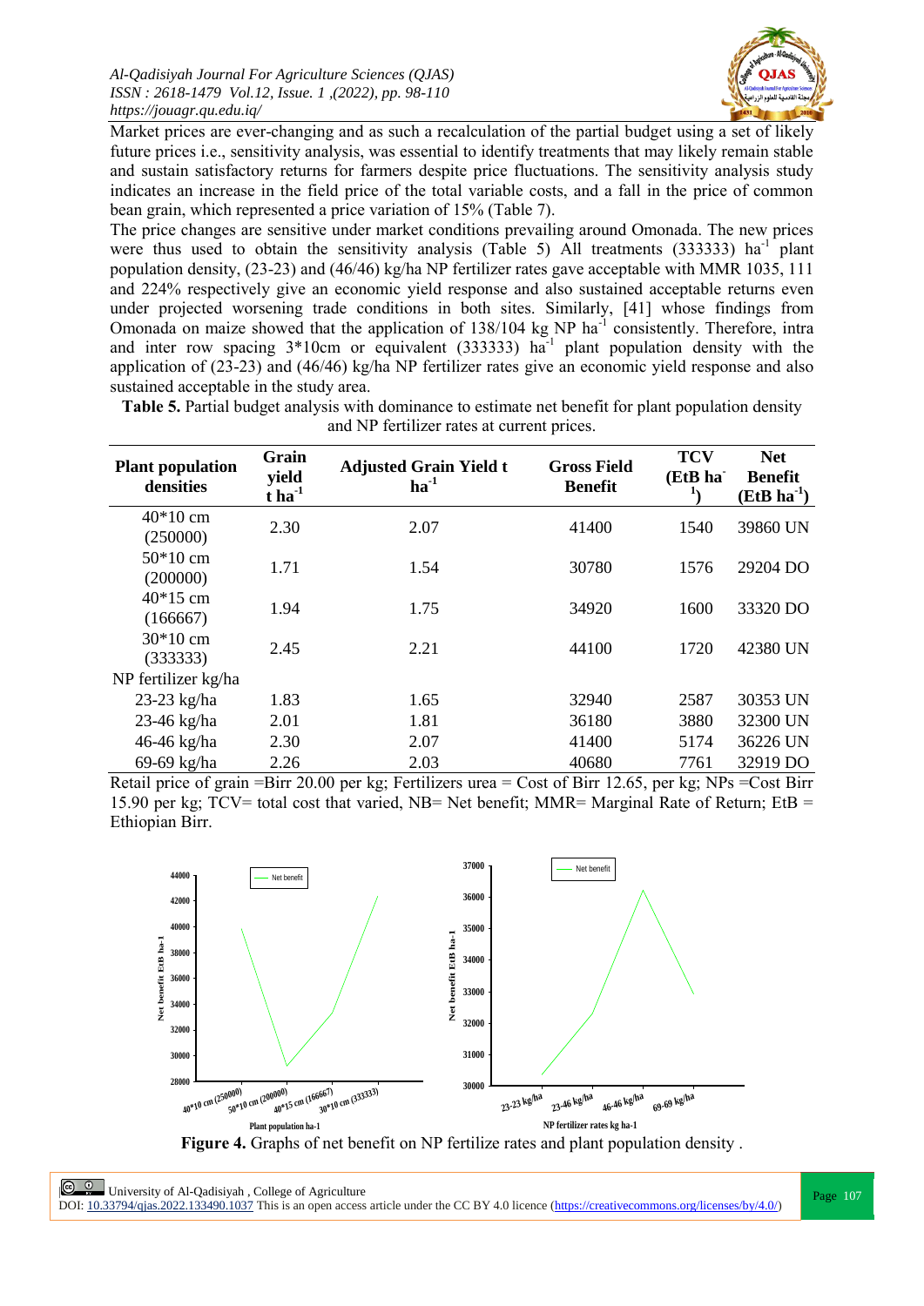Market prices are ever-changing and as such a recalculation of the partial budget using a set of likely future prices i.e., sensitivity analysis, was essential to identify treatments that may likely remain stable and sustain satisfactory returns for farmers despite price fluctuations. The sensitivity analysis study indicates an increase in the field price of the total variable costs, and a fall in the price of common bean grain, which represented a price variation of 15% (Table 7).

The price changes are sensitive under market conditions prevailing around Omonada. The new prices were thus used to obtain the sensitivity analysis (Table 5) All treatments (333333) $ha^{-1}$ plant population density, (23-23) and (46/46) kg/ha NP fertilizer rates gave acceptable with MMR 1035, 111 and 224% respectively give an economic yield response and also sustained acceptable returns even under projected worsening trade conditions in both sites. Similarly, [41] whose findings from Omonada on maize showed that the application of 138/104 kg NP $ha^{-1}$ consistently. Therefore, intra and inter row spacing 3*10cm or equivalent (333333) $ha^{-1}$ plant population density with the application of (23-23) and (46/46) kg/ha NP fertilizer rates give an economic yield response and also sustained acceptable in the study area.

**Table 5.** Partial budget analysis with dominance to estimate net benefit for plant population density and NP fertilizer rates at current prices.

| Plant population densities | Grain yield t $ha^{-1}$ | Adjusted Grain Yield t $ha^{-1}$ | Gross Field Benefit | TCV (EtB $ha^{-1}$) | Net Benefit (EtB $ha^{-1}$) |
|---|---|---|---|---|---|
| 40*10 cm (250000) | 2.30 | 2.07 | 41400 | 1540 | 39860 UN |
| 50*10 cm (200000) | 1.71 | 1.54 | 30780 | 1576 | 29204 DO |
| 40*15 cm (166667) | 1.94 | 1.75 | 34920 | 1600 | 33320 DO |
| 30*10 cm (333333) | 2.45 | 2.21 | 44100 | 1720 | 42380 UN |
| NP fertilizer kg/ha | | | | | |
| 23-23 kg/ha | 1.83 | 1.65 | 32940 | 2587 | 30353 UN |
| 23-46 kg/ha | 2.01 | 1.81 | 36180 | 3880 | 32300 UN |
| 46-46 kg/ha | 2.30 | 2.07 | 41400 | 5174 | 36226 UN |
| 69-69 kg/ha | 2.26 | 2.03 | 40680 | 7761 | 32919 DO |

Retail price of grain =Birr 20.00 per kg; Fertilizers urea = Cost of Birr 12.65, per kg; NPs =Cost Birr 15.90 per kg; TCV= total cost that varied, NB= Net benefit; MMR= Marginal Rate of Return; EtB = Ethiopian Birr.

**Figure 4.** Graphs of net benefit on NP fertilize rates and plant population density .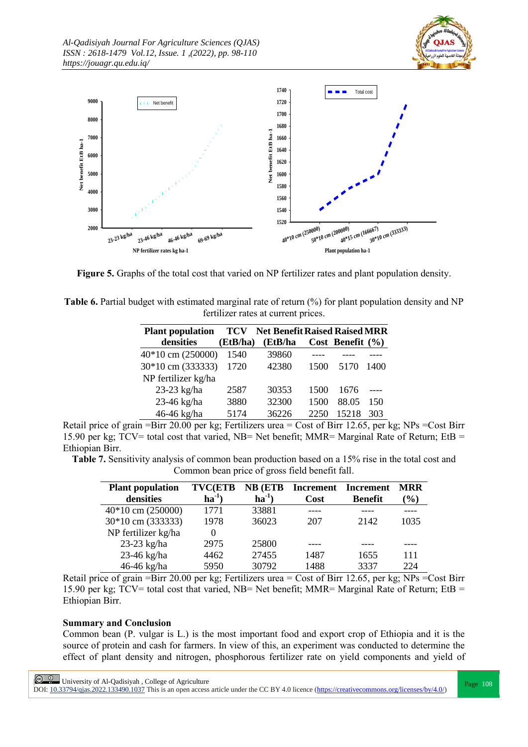**Figure 5.** Graphs of the total cost that varied on NP fertilizer rates and plant population density.

**Table 6.** Partial budget with estimated marginal rate of return (%) for plant population density and NP fertilizer rates at current prices.

| Plant population densities | TCV (EtB/ha) | Net Benefit (EtB/ha | Raised Cost | Raised Benefit | MRR (%) |
|---|---|---|---|---|---|
| 40*10 cm (250000) | 1540 | 39860 | ---- | ---- | ---- |
| 30*10 cm (333333) | 1720 | 42380 | 1500 | 5170 | 1400 |
| NP fertilizer kg/ha | | | | | |
| 23-23 kg/ha | 2587 | 30353 | 1500 | 1676 | ---- |
| 23-46 kg/ha | 3880 | 32300 | 1500 | 88.05 | 150 |
| 46-46 kg/ha | 5174 | 36226 | 2250 | 15218 | 303 |

Retail price of grain =Birr 20.00 per kg; Fertilizers urea = Cost of Birr 12.65, per kg; NPs =Cost Birr 15.90 per kg; TCV= total cost that varied, NB= Net benefit; MMR= Marginal Rate of Return; EtB = Ethiopian Birr.

**Table 7.** Sensitivity analysis of common bean production based on a 15% rise in the total cost and Common bean price of gross field benefit fall.

| Plant population densities | TVC(ETB $ha^{-1}$) | NB (ETB $ha^{-1}$) | Increment Cost | Increment Benefit | MRR (%) |
|---|---|---|---|---|---|
| 40*10 cm (250000) | 1771 | 33881 | ---- | ---- | ---- |
| 30*10 cm (333333) | 1978 | 36023 | 207 | 2142 | 1035 |
| NP fertilizer kg/ha | 0 | | | | |
| 23-23 kg/ha | 2975 | 25800 | ---- | ---- | ---- |
| 23-46 kg/ha | 4462 | 27455 | 1487 | 1655 | 111 |
| 46-46 kg/ha | 5950 | 30792 | 1488 | 3337 | 224 |

Retail price of grain =Birr 20.00 per kg; Fertilizers urea = Cost of Birr 12.65, per kg; NPs =Cost Birr 15.90 per kg; TCV= total cost that varied, NB= Net benefit; MMR= Marginal Rate of Return; EtB = Ethiopian Birr.

**Summary and Conclusion**

Common bean (P. vulgar is L.) is the most important food and export crop of Ethiopia and it is the source of protein and cash for farmers. In view of this, an experiment was conducted to determine the effect of plant density and nitrogen, phosphorous fertilizer rate on yield components and yield of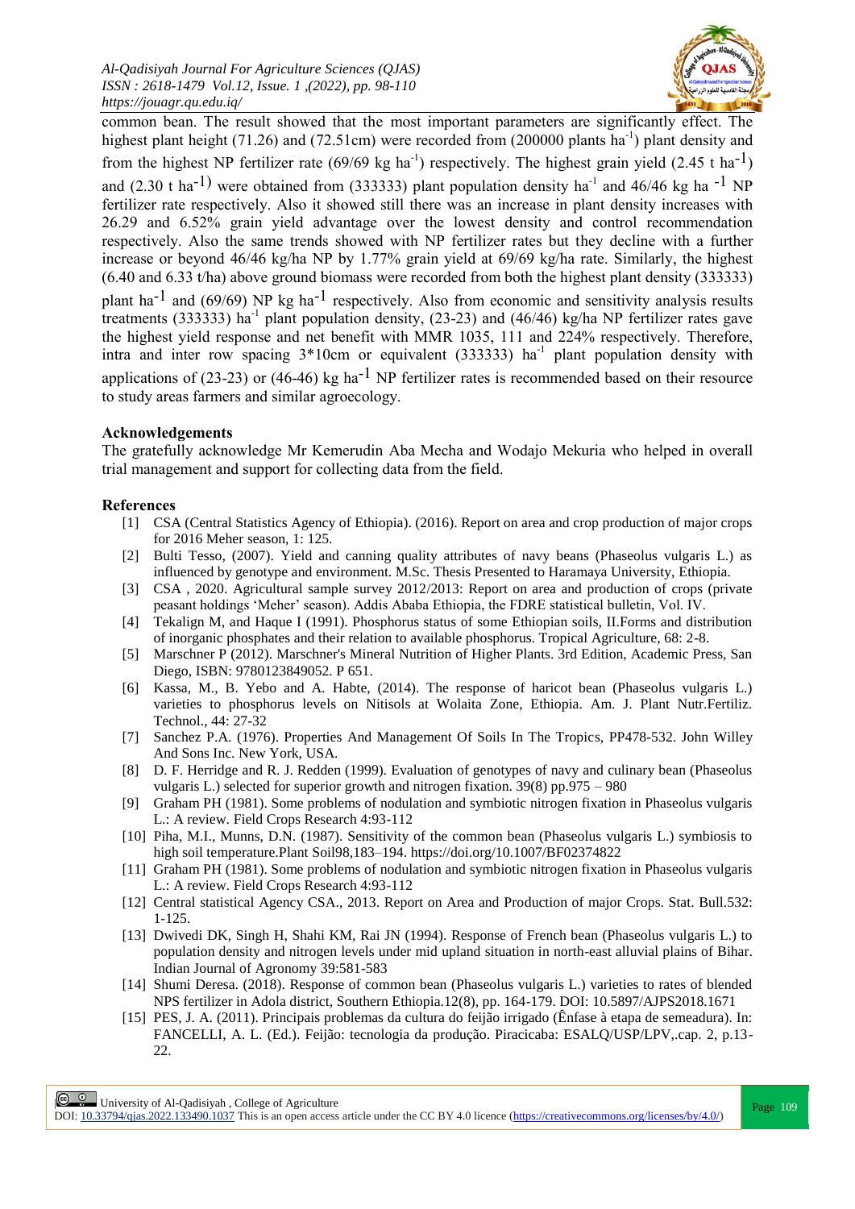common bean. The result showed that the most important parameters are significantly effect. The highest plant height (71.26) and (72.51cm) were recorded from (200000 plants $ha^{-1}$) plant density and from the highest NP fertilizer rate (69/69 kg $ha^{-1}$) respectively. The highest grain yield (2.45 t $ha^{-1}$) and (2.30 t $ha^{-1}$) were obtained from (333333) plant population density $ha^{-1}$ and 46/46 kg $ha^{-1}$ NP fertilizer rate respectively. Also it showed still there was an increase in plant density increases with 26.29 and 6.52% grain yield advantage over the lowest density and control recommendation respectively. Also the same trends showed with NP fertilizer rates but they decline with a further increase or beyond 46/46 kg/ha NP by 1.77% grain yield at 69/69 kg/ha rate. Similarly, the highest (6.40 and 6.33 t/ha) above ground biomass were recorded from both the highest plant density (333333) plant $ha^{-1}$ and (69/69) NP kg $ha^{-1}$ respectively. Also from economic and sensitivity analysis results treatments (333333) $ha^{-1}$ plant population density, (23-23) and (46/46) kg/ha NP fertilizer rates gave the highest yield response and net benefit with MMR 1035, 111 and 224% respectively. Therefore, intra and inter row spacing 3*10cm or equivalent (333333) $ha^{-1}$ plant population density with applications of (23-23) or (46-46) kg $ha^{-1}$ NP fertilizer rates is recommended based on their resource to study areas farmers and similar agroecology.

**Acknowledgements**

The gratefully acknowledge Mr Kemerudin Aba Mecha and Wodajo Mekuria who helped in overall trial management and support for collecting data from the field.

**References**

[1] CSA (Central Statistics Agency of Ethiopia). (2016). Report on area and crop production of major crops for 2016 Meher season, 1: 125.

[2] Bulti Tesso, (2007). Yield and canning quality attributes of navy beans (Phaseolus vulgaris L.) as influenced by genotype and environment. M.Sc. Thesis Presented to Haramaya University, Ethiopia.

[3] CSA , 2020. Agricultural sample survey 2012/2013: Report on area and production of crops (private peasant holdings 'Meher' season). Addis Ababa Ethiopia, the FDRE statistical bulletin, Vol. IV.

[4] Tekalign M, and Haque I (1991). Phosphorus status of some Ethiopian soils, II.Forms and distribution of inorganic phosphates and their relation to available phosphorus. Tropical Agriculture, 68: 2-8.

[5] Marschner P (2012). Marschner's Mineral Nutrition of Higher Plants. 3rd Edition, Academic Press, San Diego, ISBN: 9780123849052. P 651.

[6] Kassa, M., B. Yebo and A. Habte, (2014). The response of haricot bean (Phaseolus vulgaris L.) varieties to phosphorus levels on Nitisols at Wolaita Zone, Ethiopia. Am. J. Plant Nutr.Fertiliz. Technol., 44: 27-32

[7] Sanchez P.A. (1976). Properties And Management Of Soils In The Tropics, PP478-532. John Willey And Sons Inc. New York, USA.

[8] D. F. Herridge and R. J. Redden (1999). Evaluation of genotypes of navy and culinary bean (Phaseolus vulgaris L.) selected for superior growth and nitrogen fixation. 39(8) pp.975 – 980

[9] Graham PH (1981). Some problems of nodulation and symbiotic nitrogen fixation in Phaseolus vulgaris L.: A review. Field Crops Research 4:93-112

[10] Piha, M.I., Munns, D.N. (1987). Sensitivity of the common bean (Phaseolus vulgaris L.) symbiosis to high soil temperature.Plant Soil98,183–194. https://doi.org/10.1007/BF02374822

[11] Graham PH (1981). Some problems of nodulation and symbiotic nitrogen fixation in Phaseolus vulgaris L.: A review. Field Crops Research 4:93-112

[12] Central statistical Agency CSA., 2013. Report on Area and Production of major Crops. Stat. Bull.532: 1-125.

[13] Dwivedi DK, Singh H, Shahi KM, Rai JN (1994). Response of French bean (Phaseolus vulgaris L.) to population density and nitrogen levels under mid upland situation in north-east alluvial plains of Bihar. Indian Journal of Agronomy 39:581-583

[14] Shumi Deresa. (2018). Response of common bean (Phaseolus vulgaris L.) varieties to rates of blended NPS fertilizer in Adola district, Southern Ethiopia.12(8), pp. 164-179. DOI: 10.5897/AJPS2018.1671

[15] PES, J. A. (2011). Principais problemas da cultura do feijão irrigado (Ênfase à etapa de semeadura). In: FANCELLI, A. L. (Ed.). Feijão: tecnologia da produção. Piracicaba: ESALQ/USP/LPV,.cap. 2, p.13-22.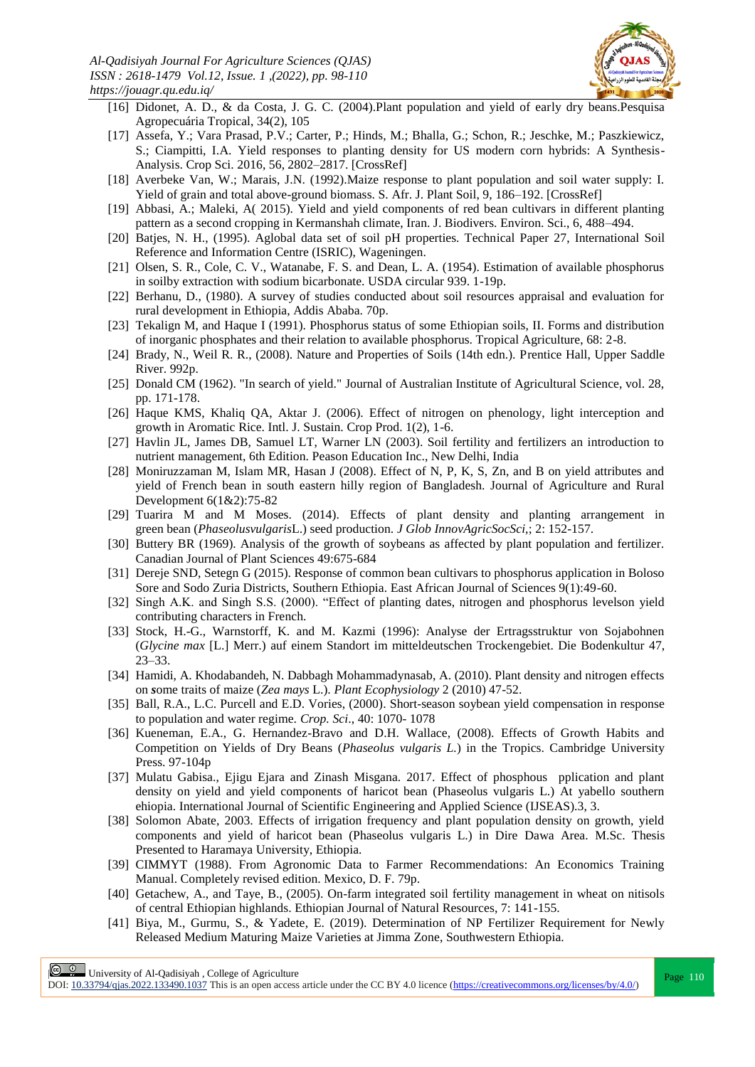[16] Didonet, A. D., & da Costa, J. G. C. (2004).Plant population and yield of early dry beans.Pesquisa Agropecuária Tropical, 34(2), 105

[17] Assefa, Y.; Vara Prasad, P.V.; Carter, P.; Hinds, M.; Bhalla, G.; Schon, R.; Jeschke, M.; Paszkiewicz, S.; Ciampitti, I.A. Yield responses to planting density for US modern corn hybrids: A Synthesis-Analysis. Crop Sci. 2016, 56, 2802–2817. [CrossRef]

[18] Averbeke Van, W.; Marais, J.N. (1992).Maize response to plant population and soil water supply: I. Yield of grain and total above-ground biomass. S. Afr. J. Plant Soil, 9, 186–192. [CrossRef]

[19] Abbasi, A.; Maleki, A( 2015). Yield and yield components of red bean cultivars in different planting pattern as a second cropping in Kermanshah climate, Iran. J. Biodivers. Environ. Sci., 6, 488–494.

[20] Batjes, N. H., (1995). Aglobal data set of soil pH properties. Technical Paper 27, International Soil Reference and Information Centre (ISRIC), Wageningen.

[21] Olsen, S. R., Cole, C. V., Watanabe, F. S. and Dean, L. A. (1954). Estimation of available phosphorus in soilby extraction with sodium bicarbonate. USDA circular 939. 1-19p.

[22] Berhanu, D., (1980). A survey of studies conducted about soil resources appraisal and evaluation for rural development in Ethiopia, Addis Ababa. 70p.

[23] Tekalign M, and Haque I (1991). Phosphorus status of some Ethiopian soils, II. Forms and distribution of inorganic phosphates and their relation to available phosphorus. Tropical Agriculture, 68: 2-8.

[24] Brady, N., Weil R. R., (2008). Nature and Properties of Soils (14th edn.). Prentice Hall, Upper Saddle River. 992p.

[25] Donald CM (1962). "In search of yield." Journal of Australian Institute of Agricultural Science, vol. 28, pp. 171-178.

[26] Haque KMS, Khaliq QA, Aktar J. (2006). Effect of nitrogen on phenology, light interception and growth in Aromatic Rice. Intl. J. Sustain. Crop Prod. 1(2), 1-6.

[27] Havlin JL, James DB, Samuel LT, Warner LN (2003). Soil fertility and fertilizers an introduction to nutrient management, 6th Edition. Peason Education Inc., New Delhi, India

[28] Moniruzzaman M, Islam MR, Hasan J (2008). Effect of N, P, K, S, Zn, and B on yield attributes and yield of French bean in south eastern hilly region of Bangladesh. Journal of Agriculture and Rural Development 6(1&2):75-82

[29] Tuarira M and M Moses. (2014). Effects of plant density and planting arrangement in green bean (*Phaseolusvulgaris*L.) seed production. *J Glob InnovAgricSocSci*,; 2: 152-157.

[30] Buttery BR (1969). Analysis of the growth of soybeans as affected by plant population and fertilizer. Canadian Journal of Plant Sciences 49:675-684

[31] Dereje SND, Setegn G (2015). Response of common bean cultivars to phosphorus application in Boloso Sore and Sodo Zuria Districts, Southern Ethiopia. East African Journal of Sciences 9(1):49-60.

[32] Singh A.K. and Singh S.S. (2000). "Effect of planting dates, nitrogen and phosphorus levelson yield contributing characters in French.

[33] Stock, H.-G., Warnstorff, K. and M. Kazmi (1996): Analyse der Ertragsstruktur von Sojabohnen (*Glycine max* [L.] Merr.) auf einem Standort im mitteldeutschen Trockengebiet. Die Bodenkultur 47, 23–33.

[34] Hamidi, A. Khodabandeh, N. Dabbagh Mohammadynasab, A. (2010). Plant density and nitrogen effects on *s*ome traits of maize (*Zea mays* L.). *Plant Ecophysiology* 2 (2010) 47-52.

[35] Ball, R.A., L.C. Purcell and E.D. Vories, (2000). Short-season soybean yield compensation in response to population and water regime. *Crop. Sci*., 40: 1070- 1078

[36] Kueneman, E.A., G. Hernandez-Bravo and D.H. Wallace, (2008). Effects of Growth Habits and Competition on Yields of Dry Beans (*Phaseolus vulgaris L.*) in the Tropics. Cambridge University Press. 97-104p

[37] Mulatu Gabisa., Ejigu Ejara and Zinash Misgana. 2017. Effect of phosphous pplication and plant density on yield and yield components of haricot bean (Phaseolus vulgaris L.) At yabello southern ehiopia. International Journal of Scientific Engineering and Applied Science (IJSEAS).3, 3.

[38] Solomon Abate, 2003. Effects of irrigation frequency and plant population density on growth, yield components and yield of haricot bean (Phaseolus vulgaris L.) in Dire Dawa Area. M.Sc. Thesis Presented to Haramaya University, Ethiopia.

[39] CIMMYT (1988). From Agronomic Data to Farmer Recommendations: An Economics Training Manual. Completely revised edition. Mexico, D. F. 79p.

[40] Getachew, A., and Taye, B., (2005). On-farm integrated soil fertility management in wheat on nitisols of central Ethiopian highlands. Ethiopian Journal of Natural Resources, 7: 141-155.

[41] Biya, M., Gurmu, S., & Yadete, E. (2019). Determination of NP Fertilizer Requirement for Newly Released Medium Maturing Maize Varieties at Jimma Zone, Southwestern Ethiopia.